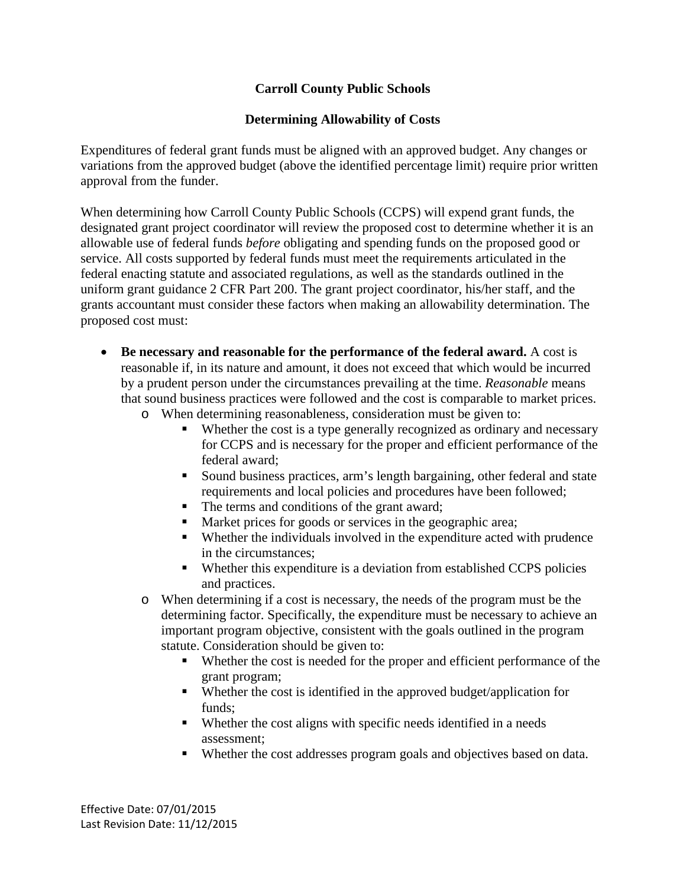# Carroll County Public Schools

## Determining Allowability of Costs

Expenditures of federal grant funds must be aligned with an approved budget. Any changes or variations from the approved budget (above the identified percentage limit) require prior written approval from the funder.

When determining how Carroll County Public Schools (CCPS) will expend grant funds, the designated grant project coordinator will review the proposed cost to determine whether it is an allowable use of federal funds *before* obligating and spending funds on the proposed good or service. All costs supported by federal funds must meet the requirements articulated in the federal enacting statute and associated regulations, as well as the standards outlined in the uniform grant guidance 2 CFR Part 200. The grant project coordinator, his/her staff, and the grants accountant must consider these factors when making an allowability determination. The proposed cost must:

- **Be necessary and reasonable for the performance of the federal award.** A cost is reasonable if, in its nature and amount, it does not exceed that which would be incurred by a prudent person under the circumstances prevailing at the time. *Reasonable* means that sound business practices were followed and the cost is comparable to market prices.
  - When determining reasonableness, consideration must be given to:
    - Whether the cost is a type generally recognized as ordinary and necessary for CCPS and is necessary for the proper and efficient performance of the federal award;
    - Sound business practices, arm's length bargaining, other federal and state requirements and local policies and procedures have been followed;
    - The terms and conditions of the grant award;
    - Market prices for goods or services in the geographic area;
    - Whether the individuals involved in the expenditure acted with prudence in the circumstances;
    - Whether this expenditure is a deviation from established CCPS policies and practices.
  - When determining if a cost is necessary, the needs of the program must be the determining factor. Specifically, the expenditure must be necessary to achieve an important program objective, consistent with the goals outlined in the program statute. Consideration should be given to:
    - Whether the cost is needed for the proper and efficient performance of the grant program;
    - Whether the cost is identified in the approved budget/application for funds;
    - Whether the cost aligns with specific needs identified in a needs assessment;
    - Whether the cost addresses program goals and objectives based on data.

Effective Date: 07/01/2015
Last Revision Date: 11/12/2015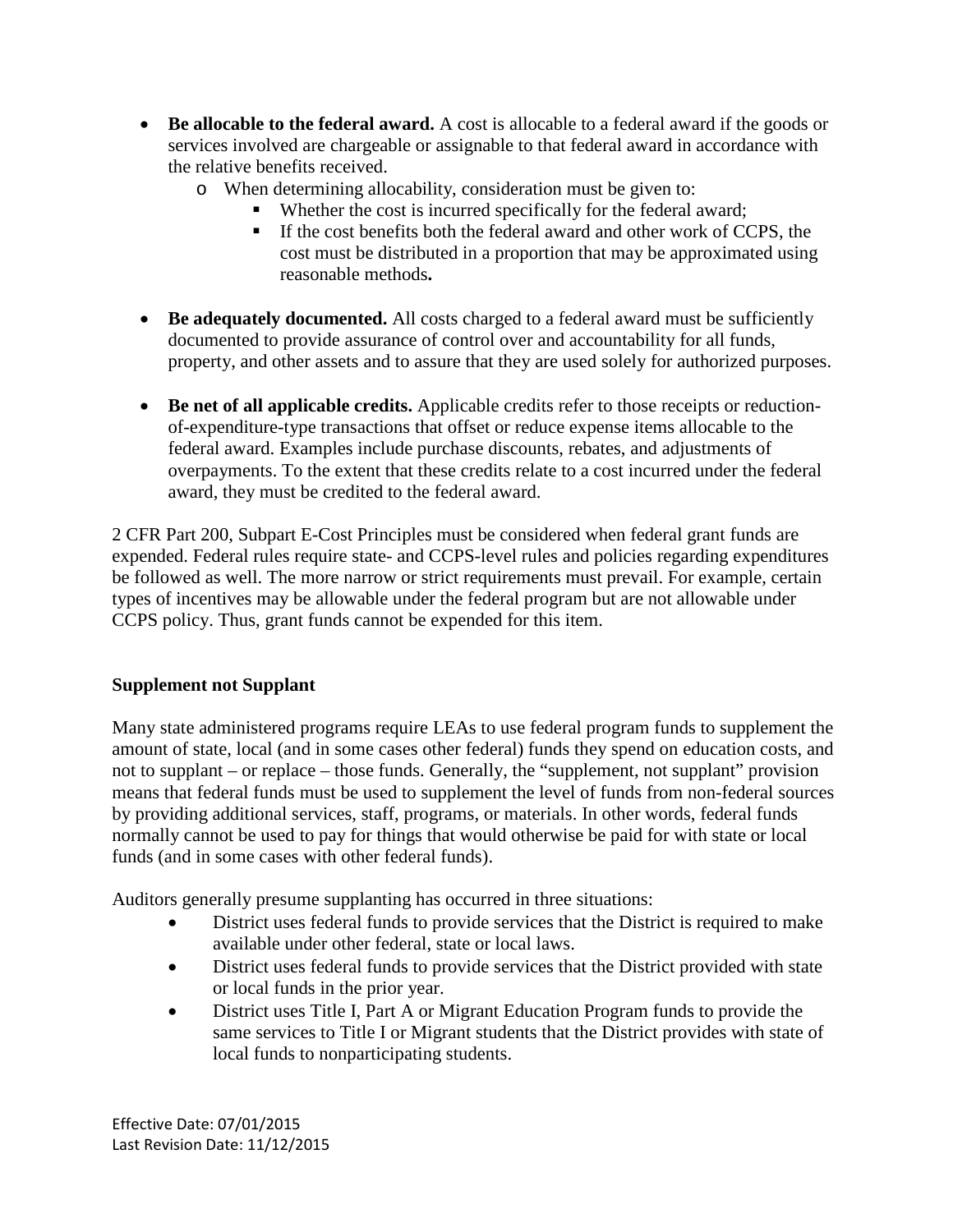- **Be allocable to the federal award.** A cost is allocable to a federal award if the goods or services involved are chargeable or assignable to that federal award in accordance with the relative benefits received.
  - When determining allocability, consideration must be given to:
    - Whether the cost is incurred specifically for the federal award;
    - If the cost benefits both the federal award and other work of CCPS, the cost must be distributed in a proportion that may be approximated using reasonable methods**.**

- **Be adequately documented.** All costs charged to a federal award must be sufficiently documented to provide assurance of control over and accountability for all funds, property, and other assets and to assure that they are used solely for authorized purposes.

- **Be net of all applicable credits.** Applicable credits refer to those receipts or reduction-of-expenditure-type transactions that offset or reduce expense items allocable to the federal award. Examples include purchase discounts, rebates, and adjustments of overpayments. To the extent that these credits relate to a cost incurred under the federal award, they must be credited to the federal award.

2 CFR Part 200, Subpart E-Cost Principles must be considered when federal grant funds are expended. Federal rules require state- and CCPS-level rules and policies regarding expenditures be followed as well. The more narrow or strict requirements must prevail. For example, certain types of incentives may be allowable under the federal program but are not allowable under CCPS policy. Thus, grant funds cannot be expended for this item.

**Supplement not Supplant**

Many state administered programs require LEAs to use federal program funds to supplement the amount of state, local (and in some cases other federal) funds they spend on education costs, and not to supplant – or replace – those funds. Generally, the "supplement, not supplant" provision means that federal funds must be used to supplement the level of funds from non-federal sources by providing additional services, staff, programs, or materials. In other words, federal funds normally cannot be used to pay for things that would otherwise be paid for with state or local funds (and in some cases with other federal funds).

Auditors generally presume supplanting has occurred in three situations:

- District uses federal funds to provide services that the District is required to make available under other federal, state or local laws.
- District uses federal funds to provide services that the District provided with state or local funds in the prior year.
- District uses Title I, Part A or Migrant Education Program funds to provide the same services to Title I or Migrant students that the District provides with state of local funds to nonparticipating students.

Effective Date: 07/01/2015
Last Revision Date: 11/12/2015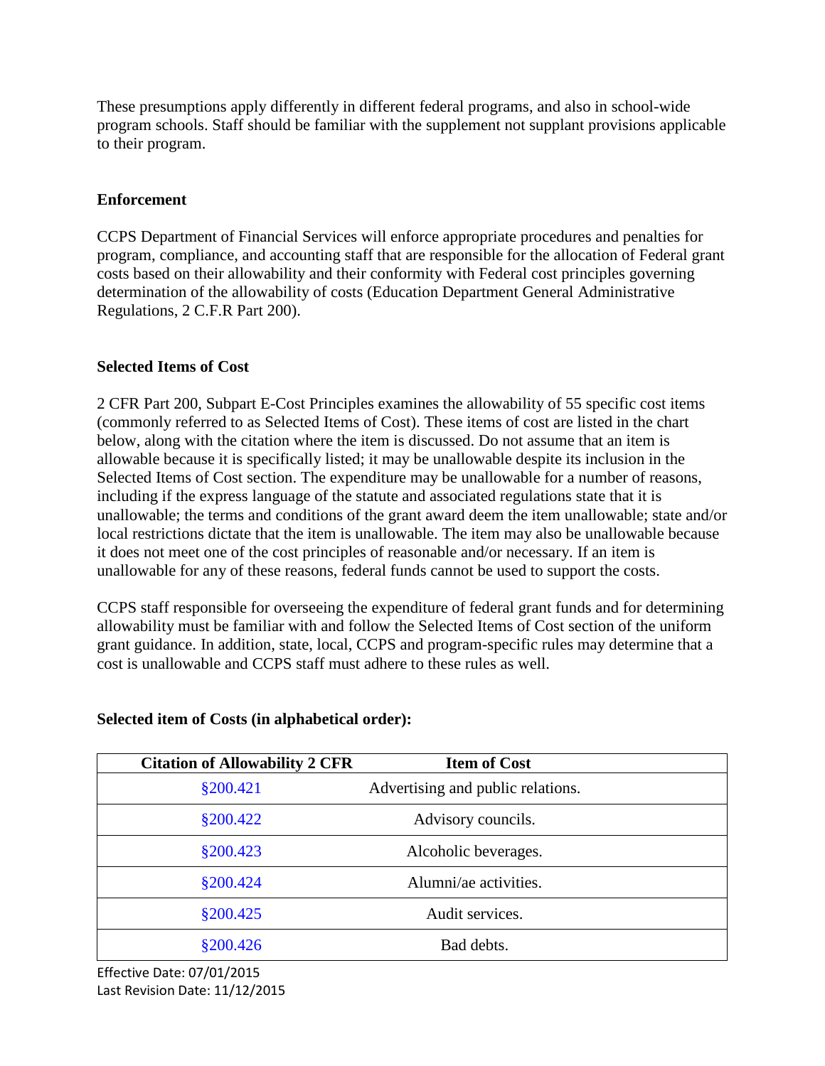These presumptions apply differently in different federal programs, and also in school-wide program schools. Staff should be familiar with the supplement not supplant provisions applicable to their program.

**Enforcement**

CCPS Department of Financial Services will enforce appropriate procedures and penalties for program, compliance, and accounting staff that are responsible for the allocation of Federal grant costs based on their allowability and their conformity with Federal cost principles governing determination of the allowability of costs (Education Department General Administrative Regulations, 2 C.F.R Part 200).

**Selected Items of Cost**

2 CFR Part 200, Subpart E-Cost Principles examines the allowability of 55 specific cost items (commonly referred to as Selected Items of Cost). These items of cost are listed in the chart below, along with the citation where the item is discussed. Do not assume that an item is allowable because it is specifically listed; it may be unallowable despite its inclusion in the Selected Items of Cost section. The expenditure may be unallowable for a number of reasons, including if the express language of the statute and associated regulations state that it is unallowable; the terms and conditions of the grant award deem the item unallowable; state and/or local restrictions dictate that the item is unallowable. The item may also be unallowable because it does not meet one of the cost principles of reasonable and/or necessary. If an item is unallowable for any of these reasons, federal funds cannot be used to support the costs.

CCPS staff responsible for overseeing the expenditure of federal grant funds and for determining allowability must be familiar with and follow the Selected Items of Cost section of the uniform grant guidance. In addition, state, local, CCPS and program-specific rules may determine that a cost is unallowable and CCPS staff must adhere to these rules as well.

**Selected item of Costs (in alphabetical order):**

| Citation of Allowability 2 CFR | Item of Cost |
|---|---|
| §200.421 | Advertising and public relations. |
| §200.422 | Advisory councils. |
| §200.423 | Alcoholic beverages. |
| §200.424 | Alumni/ae activities. |
| §200.425 | Audit services. |
| §200.426 | Bad debts. |

Effective Date: 07/01/2015
Last Revision Date: 11/12/2015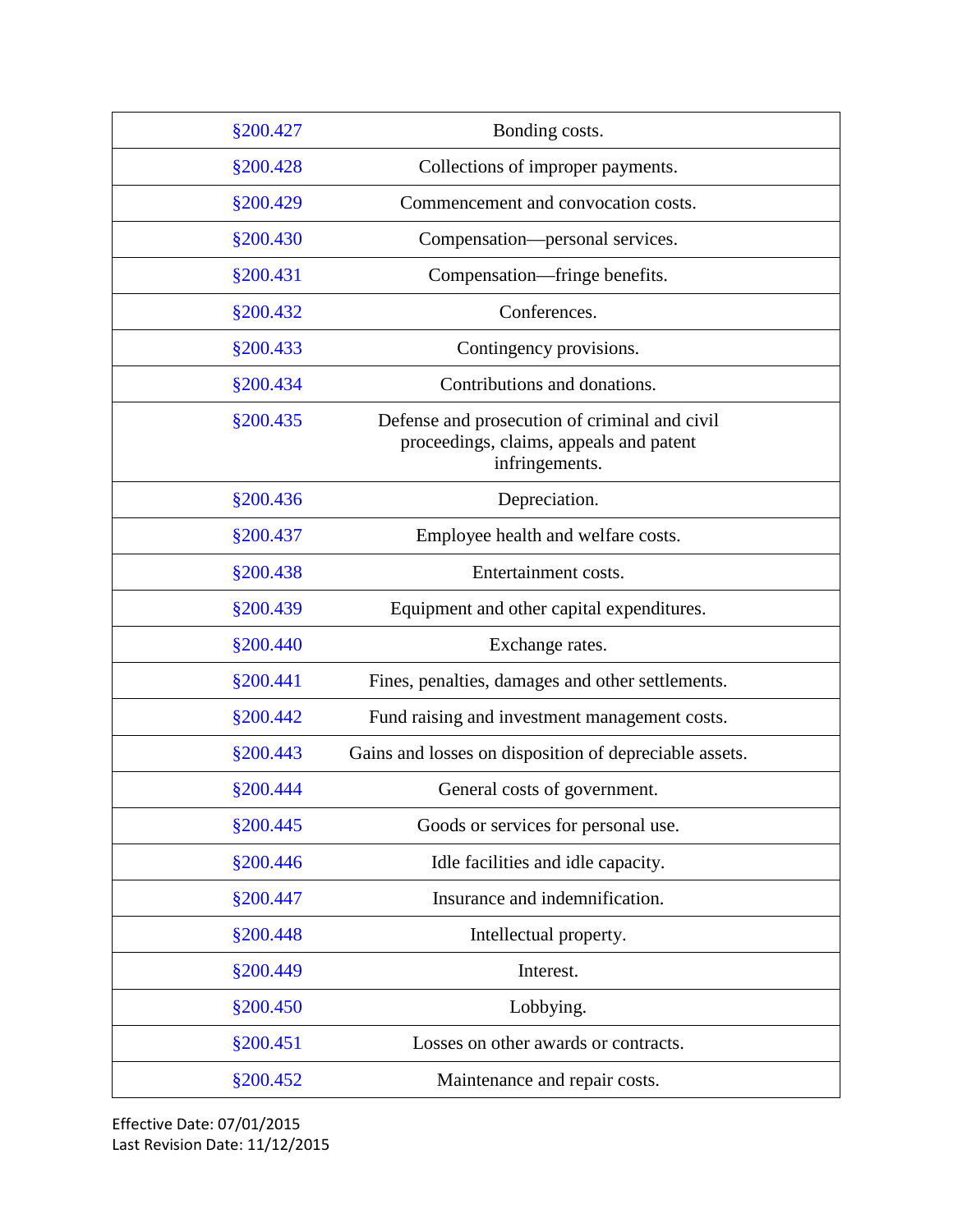| | |
|---|---|
| §200.427 | Bonding costs. |
| §200.428 | Collections of improper payments. |
| §200.429 | Commencement and convocation costs. |
| §200.430 | Compensation—personal services. |
| §200.431 | Compensation—fringe benefits. |
| §200.432 | Conferences. |
| §200.433 | Contingency provisions. |
| §200.434 | Contributions and donations. |
| §200.435 | Defense and prosecution of criminal and civil proceedings, claims, appeals and patent infringements. |
| §200.436 | Depreciation. |
| §200.437 | Employee health and welfare costs. |
| §200.438 | Entertainment costs. |
| §200.439 | Equipment and other capital expenditures. |
| §200.440 | Exchange rates. |
| §200.441 | Fines, penalties, damages and other settlements. |
| §200.442 | Fund raising and investment management costs. |
| §200.443 | Gains and losses on disposition of depreciable assets. |
| §200.444 | General costs of government. |
| §200.445 | Goods or services for personal use. |
| §200.446 | Idle facilities and idle capacity. |
| §200.447 | Insurance and indemnification. |
| §200.448 | Intellectual property. |
| §200.449 | Interest. |
| §200.450 | Lobbying. |
| §200.451 | Losses on other awards or contracts. |
| §200.452 | Maintenance and repair costs. |

Effective Date: 07/01/2015
Last Revision Date: 11/12/2015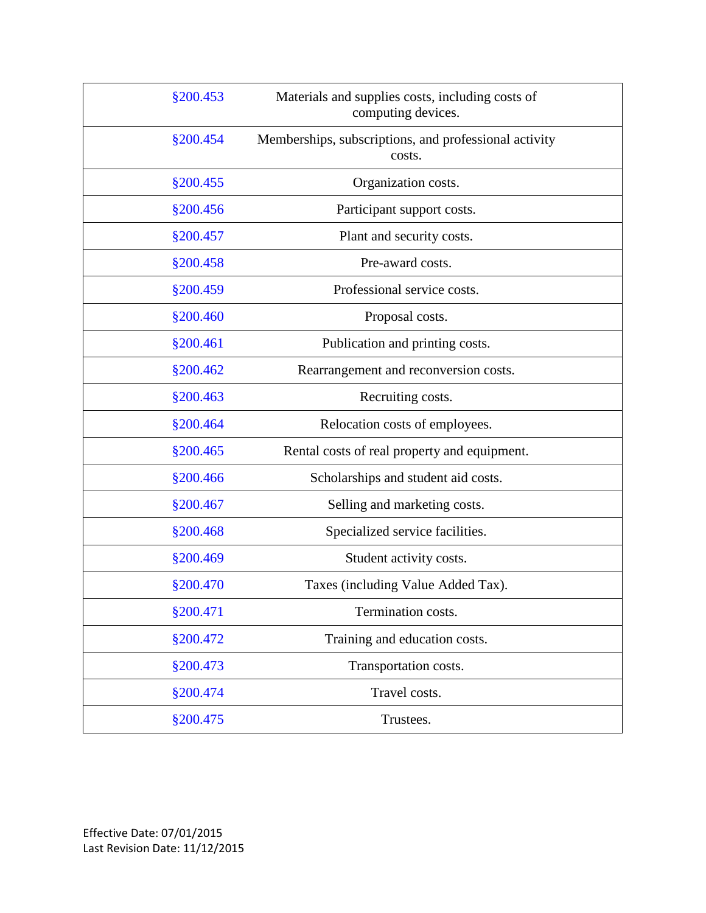| §200.453 | Materials and supplies costs, including costs of computing devices. |
|---|---|
| §200.454 | Memberships, subscriptions, and professional activity costs. |
| §200.455 | Organization costs. |
| §200.456 | Participant support costs. |
| §200.457 | Plant and security costs. |
| §200.458 | Pre-award costs. |
| §200.459 | Professional service costs. |
| §200.460 | Proposal costs. |
| §200.461 | Publication and printing costs. |
| §200.462 | Rearrangement and reconversion costs. |
| §200.463 | Recruiting costs. |
| §200.464 | Relocation costs of employees. |
| §200.465 | Rental costs of real property and equipment. |
| §200.466 | Scholarships and student aid costs. |
| §200.467 | Selling and marketing costs. |
| §200.468 | Specialized service facilities. |
| §200.469 | Student activity costs. |
| §200.470 | Taxes (including Value Added Tax). |
| §200.471 | Termination costs. |
| §200.472 | Training and education costs. |
| §200.473 | Transportation costs. |
| §200.474 | Travel costs. |
| §200.475 | Trustees. |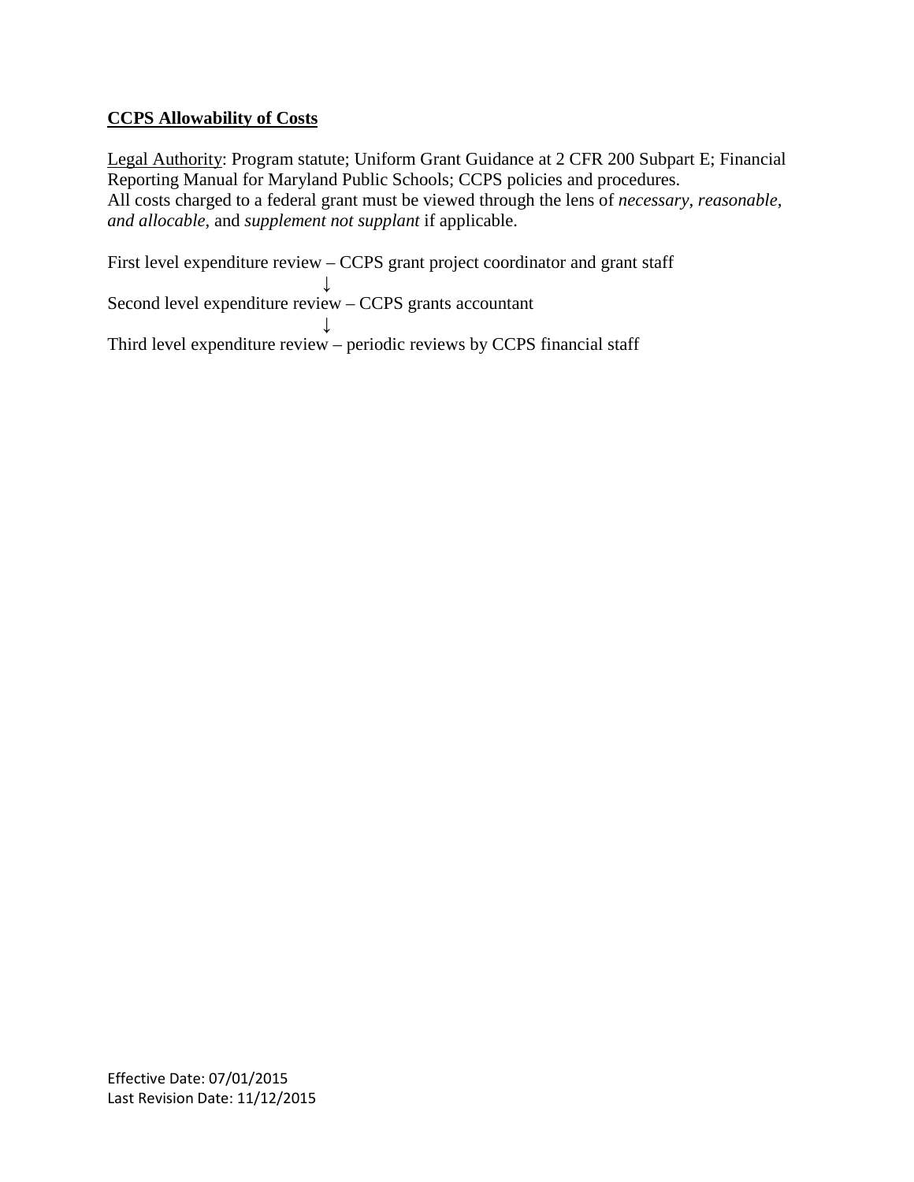**CCPS Allowability of Costs**

Legal Authority: Program statute; Uniform Grant Guidance at 2 CFR 200 Subpart E; Financial Reporting Manual for Maryland Public Schools; CCPS policies and procedures.
All costs charged to a federal grant must be viewed through the lens of *necessary*, *reasonable*, *and allocable*, and *supplement not supplant* if applicable.

First level expenditure review – CCPS grant project coordinator and grant staff

↓

Second level expenditure review – CCPS grants accountant

↓

Third level expenditure review – periodic reviews by CCPS financial staff

Effective Date: 07/01/2015
Last Revision Date: 11/12/2015